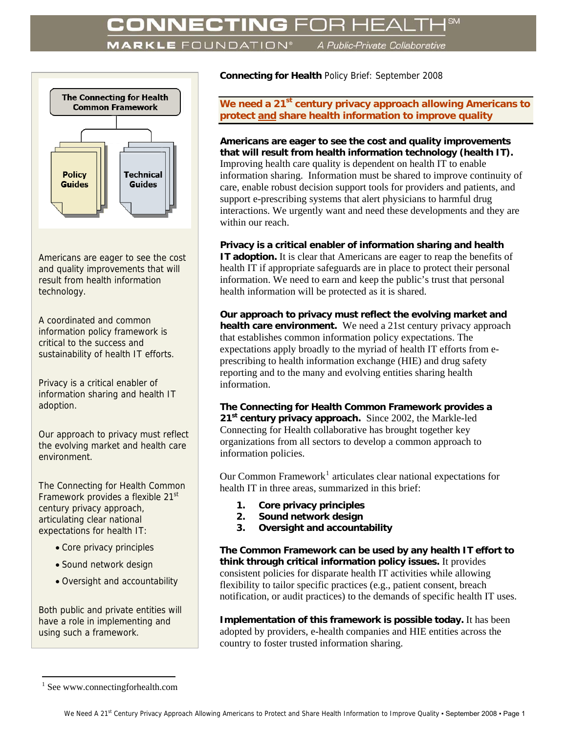# CONNECTING FOR HEALTH℠

MARKLE FOUNDATION® *A Public-Private Collaborative*

The Connecting for Health Common Framework

Policy Guides

Technical Guides

Americans are eager to see the cost and quality improvements that will result from health information technology.

A coordinated and common information policy framework is critical to the success and sustainability of health IT efforts.

Privacy is a critical enabler of information sharing and health IT adoption.

Our approach to privacy must reflect the evolving market and health care environment.

The Connecting for Health Common Framework provides a flexible 21st century privacy approach, articulating clear national expectations for health IT:

- Core privacy principles
- Sound network design
- Oversight and accountability

Both public and private entities will have a role in implementing and using such a framework.

**Connecting for Health** Policy Brief: September 2008

## We need a 21st century privacy approach allowing Americans to protect and share health information to improve quality

**Americans are eager to see the cost and quality improvements that will result from health information technology (health IT).** Improving health care quality is dependent on health IT to enable information sharing. Information must be shared to improve continuity of care, enable robust decision support tools for providers and patients, and support e-prescribing systems that alert physicians to harmful drug interactions. We urgently want and need these developments and they are within our reach.

**Privacy is a critical enabler of information sharing and health IT adoption.** It is clear that Americans are eager to reap the benefits of health IT if appropriate safeguards are in place to protect their personal information. We need to earn and keep the public's trust that personal health information will be protected as it is shared.

**Our approach to privacy must reflect the evolving market and health care environment.** We need a 21st century privacy approach that establishes common information policy expectations. The expectations apply broadly to the myriad of health IT efforts from e-prescribing to health information exchange (HIE) and drug safety reporting and to the many and evolving entities sharing health information.

**The Connecting for Health Common Framework provides a 21st century privacy approach.** Since 2002, the Markle-led Connecting for Health collaborative has brought together key organizations from all sectors to develop a common approach to information policies.

Our Common Framework[1] articulates clear national expectations for health IT in three areas, summarized in this brief:

1. **Core privacy principles**
2. **Sound network design**
3. **Oversight and accountability**

**The Common Framework can be used by any health IT effort to think through critical information policy issues.** It provides consistent policies for disparate health IT activities while allowing flexibility to tailor specific practices (e.g., patient consent, breach notification, or audit practices) to the demands of specific health IT uses.

**Implementation of this framework is possible today.** It has been adopted by providers, e-health companies and HIE entities across the country to foster trusted information sharing.

[1] See www.connectingforhealth.com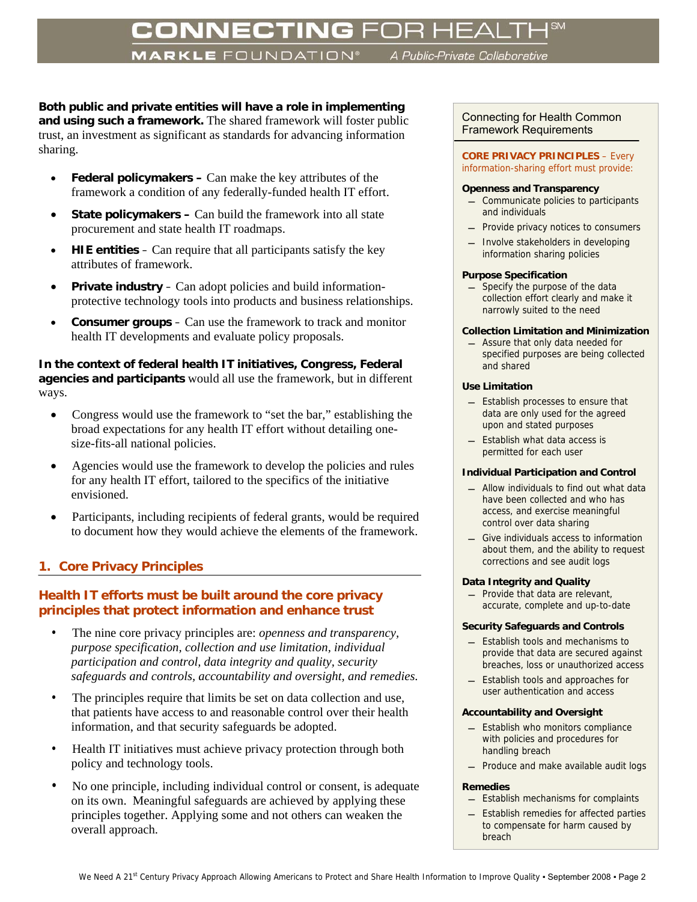**Both public and private entities will have a role in implementing and using such a framework.** The shared framework will foster public trust, an investment as significant as standards for advancing information sharing.

- **Federal policymakers –** Can make the key attributes of the framework a condition of any federally-funded health IT effort.
- **State policymakers –** Can build the framework into all state procurement and state health IT roadmaps.
- **HIE entities** – Can require that all participants satisfy the key attributes of framework.
- **Private industry** – Can adopt policies and build information-protective technology tools into products and business relationships.
- **Consumer groups** – Can use the framework to track and monitor health IT developments and evaluate policy proposals.

**In the context of federal health IT initiatives, Congress, Federal agencies and participants** would all use the framework, but in different ways.

- Congress would use the framework to "set the bar," establishing the broad expectations for any health IT effort without detailing one-size-fits-all national policies.
- Agencies would use the framework to develop the policies and rules for any health IT effort, tailored to the specifics of the initiative envisioned.
- Participants, including recipients of federal grants, would be required to document how they would achieve the elements of the framework.

## 1. Core Privacy Principles

### Health IT efforts must be built around the core privacy principles that protect information and enhance trust

- The nine core privacy principles are: *openness and transparency, purpose specification, collection and use limitation, individual participation and control, data integrity and quality, security safeguards and controls, accountability and oversight, and remedies.*
- The principles require that limits be set on data collection and use, that patients have access to and reasonable control over their health information, and that security safeguards be adopted.
- Health IT initiatives must achieve privacy protection through both policy and technology tools.
- No one principle, including individual control or consent, is adequate on its own. Meaningful safeguards are achieved by applying these principles together. Applying some and not others can weaken the overall approach.

---

### Connecting for Health Common Framework Requirements

**CORE PRIVACY PRINCIPLES** – Every information-sharing effort must provide:

**Openness and Transparency**
- Communicate policies to participants and individuals
- Provide privacy notices to consumers
- Involve stakeholders in developing information sharing policies

**Purpose Specification**
- Specify the purpose of the data collection effort clearly and make it narrowly suited to the need

**Collection Limitation and Minimization**
- Assure that only data needed for specified purposes are being collected and shared

**Use Limitation**
- Establish processes to ensure that data are only used for the agreed upon and stated purposes
- Establish what data access is permitted for each user

**Individual Participation and Control**
- Allow individuals to find out what data have been collected and who has access, and exercise meaningful control over data sharing
- Give individuals access to information about them, and the ability to request corrections and see audit logs

**Data Integrity and Quality**
- Provide that data are relevant, accurate, complete and up-to-date

**Security Safeguards and Controls**
- Establish tools and mechanisms to provide that data are secured against breaches, loss or unauthorized access
- Establish tools and approaches for user authentication and access

**Accountability and Oversight**
- Establish who monitors compliance with policies and procedures for handling breach
- Produce and make available audit logs

**Remedies**
- Establish mechanisms for complaints
- Establish remedies for affected parties to compensate for harm caused by breach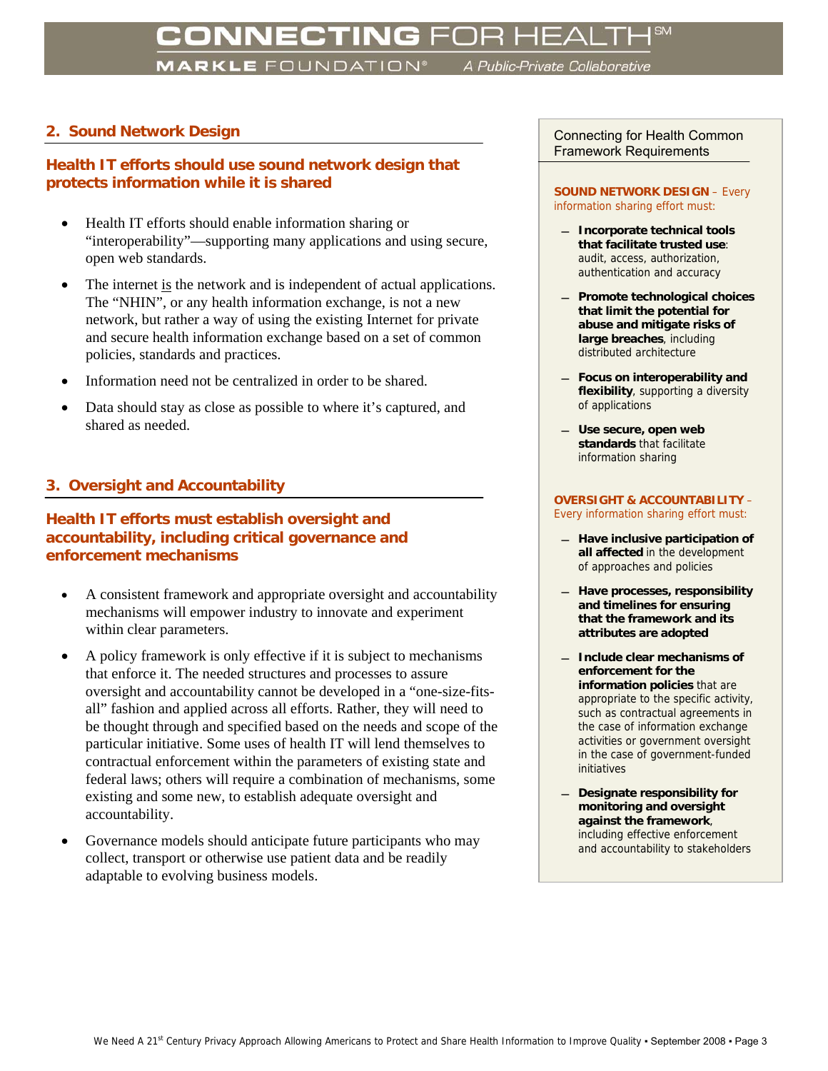## 2. Sound Network Design

### Health IT efforts should use sound network design that protects information while it is shared

- Health IT efforts should enable information sharing or "interoperability"—supporting many applications and using secure, open web standards.
- The internet is the network and is independent of actual applications. The "NHIN", or any health information exchange, is not a new network, but rather a way of using the existing Internet for private and secure health information exchange based on a set of common policies, standards and practices.
- Information need not be centralized in order to be shared.
- Data should stay as close as possible to where it's captured, and shared as needed.

## 3. Oversight and Accountability

### Health IT efforts must establish oversight and accountability, including critical governance and enforcement mechanisms

- A consistent framework and appropriate oversight and accountability mechanisms will empower industry to innovate and experiment within clear parameters.
- A policy framework is only effective if it is subject to mechanisms that enforce it. The needed structures and processes to assure oversight and accountability cannot be developed in a "one-size-fits-all" fashion and applied across all efforts. Rather, they will need to be thought through and specified based on the needs and scope of the particular initiative. Some uses of health IT will lend themselves to contractual enforcement within the parameters of existing state and federal laws; others will require a combination of mechanisms, some existing and some new, to establish adequate oversight and accountability.
- Governance models should anticipate future participants who may collect, transport or otherwise use patient data and be readily adaptable to evolving business models.

---

Connecting for Health Common Framework Requirements

**SOUND NETWORK DESIGN** – Every information sharing effort must:

- **Incorporate technical tools that facilitate trusted use**: audit, access, authorization, authentication and accuracy
- **Promote technological choices that limit the potential for abuse and mitigate risks of large breaches**, including distributed architecture
- **Focus on interoperability and flexibility**, supporting a diversity of applications
- **Use secure, open web standards** that facilitate information sharing

**OVERSIGHT & ACCOUNTABILITY** – Every information sharing effort must:

- **Have inclusive participation of all affected** in the development of approaches and policies
- **Have processes, responsibility and timelines for ensuring that the framework and its attributes are adopted**
- **Include clear mechanisms of enforcement for the information policies** that are appropriate to the specific activity, such as contractual agreements in the case of information exchange activities or government oversight in the case of government-funded initiatives
- **Designate responsibility for monitoring and oversight against the framework**, including effective enforcement and accountability to stakeholders